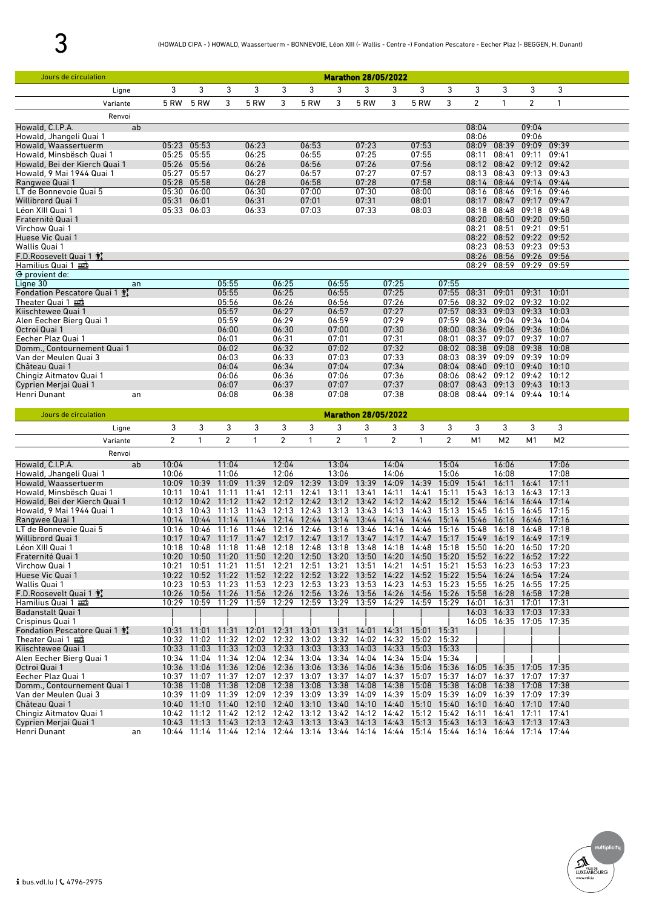# 3

(HOWALD CIPA - ) HOWALD, Waassertuerm - BONNEVOIE, Léon XIII (- Wallis - Centre -) Fondation Pescatore - Eecher Plaz (- BEGGEN, H. Dunant)

| Jours de circulation | | Marathon 28/05/2022 | | | | | | | | | | | | | | |
|---|---|---|---|---|---|---|---|---|---|---|---|---|---|---|---|---|
| Ligne | | 3 | 3 | 3 | 3 | 3 | 3 | 3 | 3 | 3 | 3 | 3 | 3 | 3 | 3 | 3 |
| Variante | | 5 RW | 5 RW | 3 | 5 RW | 3 | 5 RW | 3 | 5 RW | 3 | 5 RW | 3 | 2 | 1 | 2 | 1 |
| Renvoi | | | | | | | | | | | | | | | | |
| Howald, C.I.P.A. | ab | | | | | | | | | | | | 08:04 | | 09:04 | |
| Howald, Jhangeli Quai 1 | | | | | | | | | | | | | 08:06 | | 09:06 | |
| Howald, Waassertuerm | | 05:23 | 05:53 | | 06:23 | | 06:53 | | 07:23 | | 07:53 | | 08:09 | 08:39 | 09:09 | 09:39 |
| Howald, Minsbësch Quai 1 | | 05:25 | 05:55 | | 06:25 | | 06:55 | | 07:25 | | 07:55 | | 08:11 | 08:41 | 09:11 | 09:41 |
| Howald, Bei der Kierch Quai 1 | | 05:26 | 05:56 | | 06:26 | | 06:56 | | 07:26 | | 07:56 | | 08:12 | 08:42 | 09:12 | 09:42 |
| Howald, 9 Mai 1944 Quai 1 | | 05:27 | 05:57 | | 06:27 | | 06:57 | | 07:27 | | 07:57 | | 08:13 | 08:43 | 09:13 | 09:43 |
| Rangwee Quai 1 | | 05:28 | 05:58 | | 06:28 | | 06:58 | | 07:28 | | 07:58 | | 08:14 | 08:44 | 09:14 | 09:44 |
| LT de Bonnevoie Quai 5 | | 05:30 | 06:00 | | 06:30 | | 07:00 | | 07:30 | | 08:00 | | 08:16 | 08:46 | 09:16 | 09:46 |
| Willibrord Quai 1 | | 05:31 | 06:01 | | 06:31 | | 07:01 | | 07:31 | | 08:01 | | 08:17 | 08:47 | 09:17 | 09:47 |
| Léon XIII Quai 1 | | 05:33 | 06:03 | | 06:33 | | 07:03 | | 07:33 | | 08:03 | | 08:18 | 08:48 | 09:18 | 09:48 |
| Fraternité Quai 1 | | | | | | | | | | | | | 08:20 | 08:50 | 09:20 | 09:50 |
| Virchow Quai 1 | | | | | | | | | | | | | 08:21 | 08:51 | 09:21 | 09:51 |
| Huese Vic Quai 1 | | | | | | | | | | | | | 08:22 | 08:52 | 09:22 | 09:52 |
| Wallis Quai 1 | | | | | | | | | | | | | 08:23 | 08:53 | 09:23 | 09:53 |
| F.D.Roosevelt Quai 1 | | | | | | | | | | | | | 08:26 | 08:56 | 09:26 | 09:56 |
| Hamilius Quai 1 | | | | | | | | | | | | | 08:29 | 08:59 | 09:29 | 09:59 |
| provient de: | | | | | | | | | | | | | | | | |
| Ligne 30 | an | | | 05:55 | | 06:25 | | 06:55 | | 07:25 | | 07:55 | | | | |
| Fondation Pescatore Quai 1 | | | | 05:55 | | 06:25 | | 06:55 | | 07:25 | | 07:55 | 08:31 | 09:01 | 09:31 | 10:01 |
| Theater Quai 1 | | | | 05:56 | | 06:26 | | 06:56 | | 07:26 | | 07:56 | 08:32 | 09:02 | 09:32 | 10:02 |
| Kiischtewee Quai 1 | | | | 05:57 | | 06:27 | | 06:57 | | 07:27 | | 07:57 | 08:33 | 09:03 | 09:33 | 10:03 |
| Alen Eecher Bierg Quai 1 | | | | 05:59 | | 06:29 | | 06:59 | | 07:29 | | 07:59 | 08:34 | 09:04 | 09:34 | 10:04 |
| Octroi Quai 1 | | | | 06:00 | | 06:30 | | 07:00 | | 07:30 | | 08:00 | 08:36 | 09:06 | 09:36 | 10:06 |
| Eecher Plaz Quai 1 | | | | 06:01 | | 06:31 | | 07:01 | | 07:31 | | 08:01 | 08:37 | 09:07 | 09:37 | 10:07 |
| Domm., Contournement Quai 1 | | | | 06:02 | | 06:32 | | 07:02 | | 07:32 | | 08:02 | 08:38 | 09:08 | 09:38 | 10:08 |
| Van der Meulen Quai 3 | | | | 06:03 | | 06:33 | | 07:03 | | 07:33 | | 08:03 | 08:39 | 09:09 | 09:39 | 10:09 |
| Château Quai 1 | | | | 06:04 | | 06:34 | | 07:04 | | 07:34 | | 08:04 | 08:40 | 09:10 | 09:40 | 10:10 |
| Chingiz Aitmatov Quai 1 | | | | 06:06 | | 06:36 | | 07:06 | | 07:36 | | 08:06 | 08:42 | 09:12 | 09:42 | 10:12 |
| Cyprien Merjai Quai 1 | | | | 06:07 | | 06:37 | | 07:07 | | 07:37 | | 08:07 | 08:43 | 09:13 | 09:43 | 10:13 |
| Henri Dunant | an | | | 06:08 | | 06:38 | | 07:08 | | 07:38 | | 08:08 | 08:44 | 09:14 | 09:44 | 10:14 |

| Jours de circulation | | Marathon 28/05/2022 | | | | | | | | | | | | | | |
|---|---|---|---|---|---|---|---|---|---|---|---|---|---|---|---|---|
| Ligne | | 3 | 3 | 3 | 3 | 3 | 3 | 3 | 3 | 3 | 3 | 3 | 3 | 3 | 3 | 3 |
| Variante | | 2 | 1 | 2 | 1 | 2 | 1 | 2 | 1 | 2 | 1 | 2 | M1 | M2 | M1 | M2 |
| Renvoi | | | | | | | | | | | | | | | | |
| Howald, C.I.P.A. | ab | 10:04 | | 11:04 | | 12:04 | | 13:04 | | 14:04 | | 15:04 | | 16:06 | | 17:06 |
| Howald, Jhangeli Quai 1 | | 10:06 | | 11:06 | | 12:06 | | 13:06 | | 14:06 | | 15:06 | | 16:08 | | 17:08 |
| Howald, Waassertuerm | | 10:09 | 10:39 | 11:09 | 11:39 | 12:09 | 12:39 | 13:09 | 13:39 | 14:09 | 14:39 | 15:09 | 15:41 | 16:11 | 16:41 | 17:11 |
| Howald, Minsbësch Quai 1 | | 10:11 | 10:41 | 11:11 | 11:41 | 12:11 | 12:41 | 13:11 | 13:41 | 14:11 | 14:41 | 15:11 | 15:43 | 16:13 | 16:43 | 17:13 |
| Howald, Bei der Kierch Quai 1 | | 10:12 | 10:42 | 11:12 | 11:42 | 12:12 | 12:42 | 13:12 | 13:42 | 14:12 | 14:42 | 15:12 | 15:44 | 16:14 | 16:44 | 17:14 |
| Howald, 9 Mai 1944 Quai 1 | | 10:13 | 10:43 | 11:13 | 11:43 | 12:13 | 12:43 | 13:13 | 13:43 | 14:13 | 14:43 | 15:13 | 15:45 | 16:15 | 16:45 | 17:15 |
| Rangwee Quai 1 | | 10:14 | 10:44 | 11:14 | 11:44 | 12:14 | 12:44 | 13:14 | 13:44 | 14:14 | 14:44 | 15:14 | 15:46 | 16:16 | 16:46 | 17:16 |
| LT de Bonnevoie Quai 5 | | 10:16 | 10:46 | 11:16 | 11:46 | 12:16 | 12:46 | 13:16 | 13:46 | 14:16 | 14:46 | 15:16 | 15:48 | 16:18 | 16:48 | 17:18 |
| Willibrord Quai 1 | | 10:17 | 10:47 | 11:17 | 11:47 | 12:17 | 12:47 | 13:17 | 13:47 | 14:17 | 14:47 | 15:17 | 15:49 | 16:19 | 16:49 | 17:19 |
| Léon XIII Quai 1 | | 10:18 | 10:48 | 11:18 | 11:48 | 12:18 | 12:48 | 13:18 | 13:48 | 14:18 | 14:48 | 15:18 | 15:50 | 16:20 | 16:50 | 17:20 |
| Fraternité Quai 1 | | 10:20 | 10:50 | 11:20 | 11:50 | 12:20 | 12:50 | 13:20 | 13:50 | 14:20 | 14:50 | 15:20 | 15:52 | 16:22 | 16:52 | 17:22 |
| Virchow Quai 1 | | 10:21 | 10:51 | 11:21 | 11:51 | 12:21 | 12:51 | 13:21 | 13:51 | 14:21 | 14:51 | 15:21 | 15:53 | 16:23 | 16:53 | 17:23 |
| Huese Vic Quai 1 | | 10:22 | 10:52 | 11:22 | 11:52 | 12:22 | 12:52 | 13:22 | 13:52 | 14:22 | 14:52 | 15:22 | 15:54 | 16:24 | 16:54 | 17:24 |
| Wallis Quai 1 | | 10:23 | 10:53 | 11:23 | 11:53 | 12:23 | 12:53 | 13:23 | 13:53 | 14:23 | 14:53 | 15:23 | 15:55 | 16:25 | 16:55 | 17:25 |
| F.D.Roosevelt Quai 1 | | 10:26 | 10:56 | 11:26 | 11:56 | 12:26 | 12:56 | 13:26 | 13:56 | 14:26 | 14:56 | 15:26 | 15:58 | 16:28 | 16:58 | 17:28 |
| Hamilius Quai 1 | | 10:29 | 10:59 | 11:29 | 11:59 | 12:29 | 12:59 | 13:29 | 13:59 | 14:29 | 14:59 | 15:29 | 16:01 | 16:31 | 17:01 | 17:31 |
| Badanstalt Quai 1 | | │ | │ | │ | │ | │ | │ | │ | │ | │ | │ | │ | 16:03 | 16:33 | 17:03 | 17:33 |
| Crispinus Quai 1 | | │ | │ | │ | │ | │ | │ | │ | │ | │ | │ | 16:05 | 16:35 | 17:05 | 17:35 |
| Fondation Pescatore Quai 1 | | 10:31 | 11:01 | 11:31 | 12:01 | 12:31 | 13:01 | 13:31 | 14:01 | 14:31 | 15:01 | 15:31 | │ | │ | │ | │ |
| Theater Quai 1 | | 10:32 | 11:02 | 11:32 | 12:02 | 12:32 | 13:02 | 13:32 | 14:02 | 14:32 | 15:02 | 15:32 | │ | │ | │ | │ |
| Kiischtewee Quai 1 | | 10:33 | 11:03 | 11:33 | 12:03 | 12:33 | 13:03 | 13:33 | 14:03 | 14:33 | 15:03 | 15:33 | │ | │ | │ | │ |
| Alen Eecher Bierg Quai 1 | | 10:34 | 11:04 | 11:34 | 12:04 | 12:34 | 13:04 | 13:34 | 14:04 | 14:34 | 15:04 | 15:34 | │ | │ | │ | │ |
| Octroi Quai 1 | | 10:36 | 11:06 | 11:36 | 12:06 | 12:36 | 13:06 | 13:36 | 14:06 | 14:36 | 15:06 | 15:36 | 16:05 | 16:35 | 17:05 | 17:35 |
| Eecher Plaz Quai 1 | | 10:37 | 11:07 | 11:37 | 12:07 | 12:37 | 13:07 | 13:37 | 14:07 | 14:37 | 15:07 | 15:37 | 16:07 | 16:37 | 17:07 | 17:37 |
| Domm., Contournement Quai 1 | | 10:38 | 11:08 | 11:38 | 12:08 | 12:38 | 13:08 | 13:38 | 14:08 | 14:38 | 15:08 | 15:38 | 16:08 | 16:38 | 17:08 | 17:38 |
| Van der Meulen Quai 3 | | 10:39 | 11:09 | 11:39 | 12:09 | 12:39 | 13:09 | 13:39 | 14:09 | 14:39 | 15:09 | 15:39 | 16:09 | 16:39 | 17:09 | 17:39 |
| Château Quai 1 | | 10:40 | 11:10 | 11:40 | 12:10 | 12:40 | 13:10 | 13:40 | 14:10 | 14:40 | 15:10 | 15:40 | 16:10 | 16:40 | 17:10 | 17:40 |
| Chingiz Aitmatov Quai 1 | | 10:42 | 11:12 | 11:42 | 12:12 | 12:42 | 13:12 | 13:42 | 14:12 | 14:42 | 15:12 | 15:42 | 16:11 | 16:41 | 17:11 | 17:41 |
| Cyprien Merjai Quai 1 | | 10:43 | 11:13 | 11:43 | 12:13 | 12:43 | 13:13 | 13:43 | 14:13 | 14:43 | 15:13 | 15:43 | 16:13 | 16:43 | 17:13 | 17:43 |
| Henri Dunant | an | 10:44 | 11:14 | 11:44 | 12:14 | 12:44 | 13:14 | 13:44 | 14:14 | 14:44 | 15:14 | 15:44 | 16:14 | 16:44 | 17:14 | 17:44 |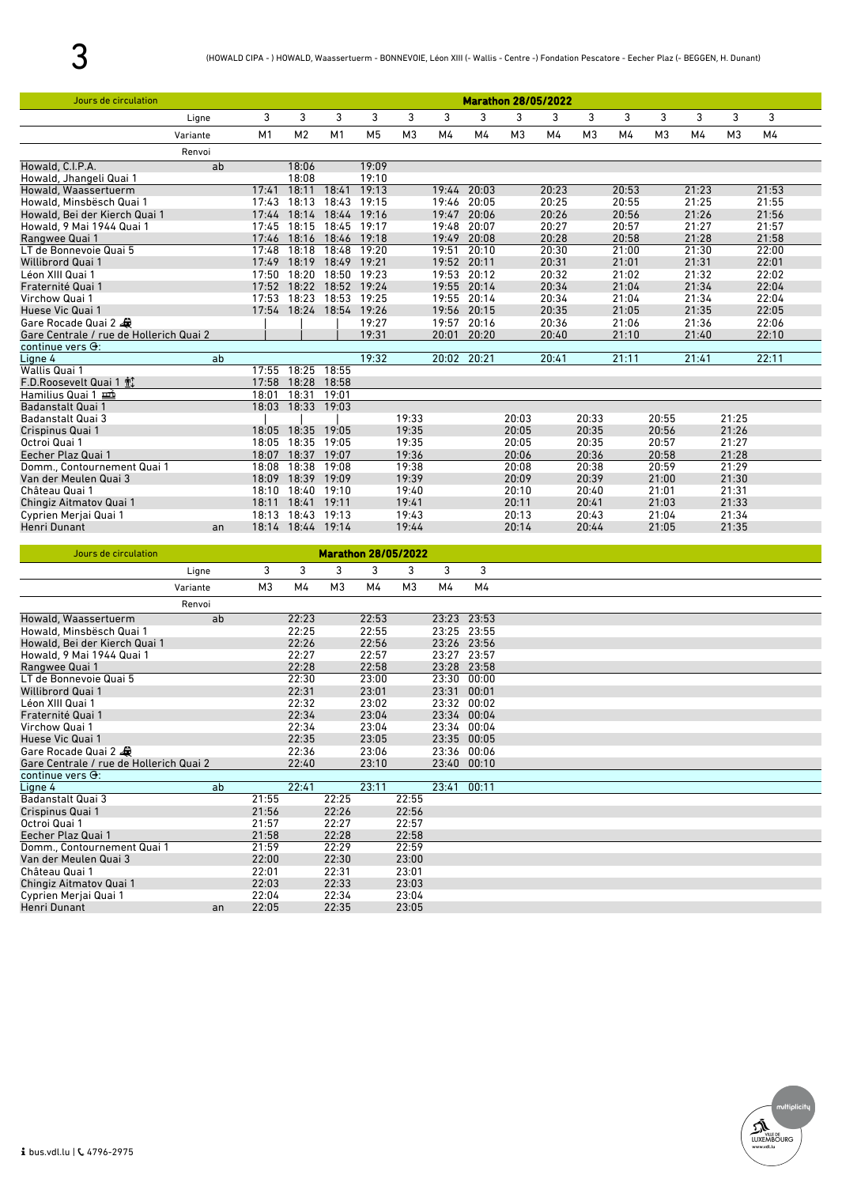# 3

(HOWALD CIPA - ) HOWALD, Waassertuerm - BONNEVOIE, Léon XIII (- Wallis - Centre -) Fondation Pescatore - Eecher Plaz (- BEGGEN, H. Dunant)

| Jours de circulation | | Marathon 28/05/2022 | | | | | | | | | | | | | | |
|---|---|---|---|---|---|---|---|---|---|---|---|---|---|---|---|---|
| | Ligne | 3 | 3 | 3 | 3 | 3 | 3 | 3 | 3 | 3 | 3 | 3 | 3 | 3 | 3 | 3 |
| | Variante | M1 | M2 | M1 | M5 | M3 | M4 | M4 | M3 | M4 | M3 | M4 | M3 | M4 | M3 | M4 |
| | Renvoi | | | | | | | | | | | | | | | |
| Howald, C.I.P.A. | ab | | 18:06 | | 19:09 | | | | | | | | | | | |
| Howald, Jhangeli Quai 1 | | | 18:08 | | 19:10 | | | | | | | | | | | |
| Howald, Waassertuerm | | 17:41 | 18:11 | 18:41 | 19:13 | | 19:44 | 20:03 | | 20:23 | | 20:53 | | 21:23 | | 21:53 |
| Howald, Minsbësch Quai 1 | | 17:43 | 18:13 | 18:43 | 19:15 | | 19:46 | 20:05 | | 20:25 | | 20:55 | | 21:25 | | 21:55 |
| Howald, Bei der Kierch Quai 1 | | 17:44 | 18:14 | 18:44 | 19:16 | | 19:47 | 20:06 | | 20:26 | | 20:56 | | 21:26 | | 21:56 |
| Howald, 9 Mai 1944 Quai 1 | | 17:45 | 18:15 | 18:45 | 19:17 | | 19:48 | 20:07 | | 20:27 | | 20:57 | | 21:27 | | 21:57 |
| Rangwee Quai 1 | | 17:46 | 18:16 | 18:46 | 19:18 | | 19:49 | 20:08 | | 20:28 | | 20:58 | | 21:28 | | 21:58 |
| LT de Bonnevoie Quai 5 | | 17:48 | 18:18 | 18:48 | 19:20 | | 19:51 | 20:10 | | 20:30 | | 21:00 | | 21:30 | | 22:00 |
| Willibrord Quai 1 | | 17:49 | 18:19 | 18:49 | 19:21 | | 19:52 | 20:11 | | 20:31 | | 21:01 | | 21:31 | | 22:01 |
| Léon XIII Quai 1 | | 17:50 | 18:20 | 18:50 | 19:23 | | 19:53 | 20:12 | | 20:32 | | 21:02 | | 21:32 | | 22:02 |
| Fraternité Quai 1 | | 17:52 | 18:22 | 18:52 | 19:24 | | 19:55 | 20:14 | | 20:34 | | 21:04 | | 21:34 | | 22:04 |
| Virchow Quai 1 | | 17:53 | 18:23 | 18:53 | 19:25 | | 19:55 | 20:14 | | 20:34 | | 21:04 | | 21:34 | | 22:04 |
| Huese Vic Quai 1 | | 17:54 | 18:24 | 18:54 | 19:26 | | 19:56 | 20:15 | | 20:35 | | 21:05 | | 21:35 | | 22:05 |
| Gare Rocade Quai 2 | | \| | \| | \| | 19:27 | | 19:57 | 20:16 | | 20:36 | | 21:06 | | 21:36 | | 22:06 |
| Gare Centrale / rue de Hollerich Quai 2 | | \| | \| | \| | 19:31 | | 20:01 | 20:20 | | 20:40 | | 21:10 | | 21:40 | | 22:10 |
| continue vers: | | | | | | | | | | | | | | | | |
| Ligne 4 | ab | | | | 19:32 | | 20:02 | 20:21 | | 20:41 | | 21:11 | | 21:41 | | 22:11 |
| Wallis Quai 1 | | 17:55 | 18:25 | 18:55 | | | | | | | | | | | | |
| F.D.Roosevelt Quai 1 | | 17:58 | 18:28 | 18:58 | | | | | | | | | | | | |
| Hamilius Quai 1 | | 18:01 | 18:31 | 19:01 | | | | | | | | | | | | |
| Badanstalt Quai 1 | | 18:03 | 18:33 | 19:03 | | | | | | | | | | | | |
| Badanstalt Quai 3 | | \| | \| | \| | | 19:33 | | | 20:03 | | 20:33 | | 20:55 | | 21:25 | |
| Crispinus Quai 1 | | 18:05 | 18:35 | 19:05 | | 19:35 | | | 20:05 | | 20:35 | | 20:56 | | 21:26 | |
| Octroi Quai 1 | | 18:05 | 18:35 | 19:05 | | 19:35 | | | 20:05 | | 20:35 | | 20:57 | | 21:27 | |
| Eecher Plaz Quai 1 | | 18:07 | 18:37 | 19:07 | | 19:36 | | | 20:06 | | 20:36 | | 20:58 | | 21:28 | |
| Domm., Contournement Quai 1 | | 18:08 | 18:38 | 19:08 | | 19:38 | | | 20:08 | | 20:38 | | 20:59 | | 21:29 | |
| Van der Meulen Quai 3 | | 18:09 | 18:39 | 19:09 | | 19:39 | | | 20:09 | | 20:39 | | 21:00 | | 21:30 | |
| Château Quai 1 | | 18:10 | 18:40 | 19:10 | | 19:40 | | | 20:10 | | 20:40 | | 21:01 | | 21:31 | |
| Chingiz Aitmatov Quai 1 | | 18:11 | 18:41 | 19:11 | | 19:41 | | | 20:11 | | 20:41 | | 21:03 | | 21:33 | |
| Cyprien Merjai Quai 1 | | 18:13 | 18:43 | 19:13 | | 19:43 | | | 20:13 | | 20:43 | | 21:04 | | 21:34 | |
| Henri Dunant | an | 18:14 | 18:44 | 19:14 | | 19:44 | | | 20:14 | | 20:44 | | 21:05 | | 21:35 | |

| Jours de circulation | | Marathon 28/05/2022 | | | | | | |
|---|---|---|---|---|---|---|---|---|
| | Ligne | 3 | 3 | 3 | 3 | 3 | 3 | 3 |
| | Variante | M3 | M4 | M3 | M4 | M3 | M4 | M4 |
| | Renvoi | | | | | | | |
| Howald, Waassertuerm | ab | | 22:23 | | 22:53 | | 23:23 | 23:53 |
| Howald, Minsbësch Quai 1 | | | 22:25 | | 22:55 | | 23:25 | 23:55 |
| Howald, Bei der Kierch Quai 1 | | | 22:26 | | 22:56 | | 23:26 | 23:56 |
| Howald, 9 Mai 1944 Quai 1 | | | 22:27 | | 22:57 | | 23:27 | 23:57 |
| Rangwee Quai 1 | | | 22:28 | | 22:58 | | 23:28 | 23:58 |
| LT de Bonnevoie Quai 5 | | | 22:30 | | 23:00 | | 23:30 | 00:00 |
| Willibrord Quai 1 | | | 22:31 | | 23:01 | | 23:31 | 00:01 |
| Léon XIII Quai 1 | | | 22:32 | | 23:02 | | 23:32 | 00:02 |
| Fraternité Quai 1 | | | 22:34 | | 23:04 | | 23:34 | 00:04 |
| Virchow Quai 1 | | | 22:34 | | 23:04 | | 23:34 | 00:04 |
| Huese Vic Quai 1 | | | 22:35 | | 23:05 | | 23:35 | 00:05 |
| Gare Rocade Quai 2 | | | 22:36 | | 23:06 | | 23:36 | 00:06 |
| Gare Centrale / rue de Hollerich Quai 2 | | | 22:40 | | 23:10 | | 23:40 | 00:10 |
| continue vers: | | | | | | | | |
| Ligne 4 | ab | | 22:41 | | 23:11 | | 23:41 | 00:11 |
| Badanstalt Quai 3 | | 21:55 | | 22:25 | | 22:55 | | |
| Crispinus Quai 1 | | 21:56 | | 22:26 | | 22:56 | | |
| Octroi Quai 1 | | 21:57 | | 22:27 | | 22:57 | | |
| Eecher Plaz Quai 1 | | 21:58 | | 22:28 | | 22:58 | | |
| Domm., Contournement Quai 1 | | 21:59 | | 22:29 | | 22:59 | | |
| Van der Meulen Quai 3 | | 22:00 | | 22:30 | | 23:00 | | |
| Château Quai 1 | | 22:01 | | 22:31 | | 23:01 | | |
| Chingiz Aitmatov Quai 1 | | 22:03 | | 22:33 | | 23:03 | | |
| Cyprien Merjai Quai 1 | | 22:04 | | 22:34 | | 23:04 | | |
| Henri Dunant | an | 22:05 | | 22:35 | | 23:05 | | |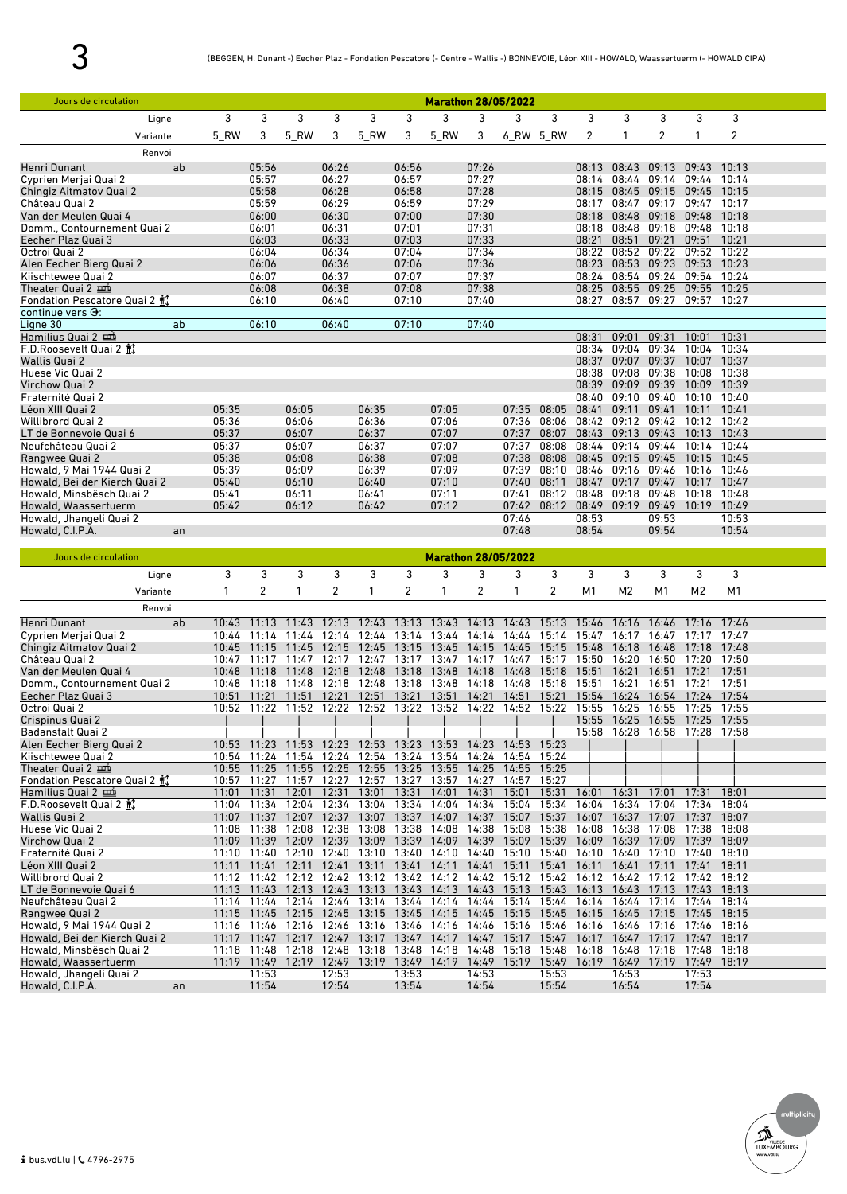# 3

(BEGGEN, H. Dunant -) Eecher Plaz - Fondation Pescatore (- Centre - Wallis -) BONNEVOIE, Léon XIII - HOWALD, Waassertuerm (- HOWALD CIPA)

| Jours de circulation | | Marathon 28/05/2022 | | | | | | | | | | | | | | |
|---|---|---|---|---|---|---|---|---|---|---|---|---|---|---|---|---|
| Ligne | | 3 | 3 | 3 | 3 | 3 | 3 | 3 | 3 | 3 | 3 | 3 | 3 | 3 | 3 | 3 |
| Variante | | 5_RW | 3 | 5_RW | 3 | 5_RW | 3 | 5_RW | 3 | 6_RW | 5_RW | 2 | 1 | 2 | 1 | 2 |
| Renvoi | | | | | | | | | | | | | | | | |
| Henri Dunant | ab | | 05:56 | | 06:26 | | 06:56 | | 07:26 | | | 08:13 | 08:43 | 09:13 | 09:43 | 10:13 |
| Cyprien Merjai Quai 2 | | | 05:57 | | 06:27 | | 06:57 | | 07:27 | | | 08:14 | 08:44 | 09:14 | 09:44 | 10:14 |
| Chingiz Aitmatov Quai 2 | | | 05:58 | | 06:28 | | 06:58 | | 07:28 | | | 08:15 | 08:45 | 09:15 | 09:45 | 10:15 |
| Château Quai 2 | | | 05:59 | | 06:29 | | 06:59 | | 07:29 | | | 08:17 | 08:47 | 09:17 | 09:47 | 10:17 |
| Van der Meulen Quai 4 | | | 06:00 | | 06:30 | | 07:00 | | 07:30 | | | 08:18 | 08:48 | 09:18 | 09:48 | 10:18 |
| Domm., Contournement Quai 2 | | | 06:01 | | 06:31 | | 07:01 | | 07:31 | | | 08:18 | 08:48 | 09:18 | 09:48 | 10:18 |
| Eecher Plaz Quai 3 | | | 06:03 | | 06:33 | | 07:03 | | 07:33 | | | 08:21 | 08:51 | 09:21 | 09:51 | 10:21 |
| Octroi Quai 2 | | | 06:04 | | 06:34 | | 07:04 | | 07:34 | | | 08:22 | 08:52 | 09:22 | 09:52 | 10:22 |
| Alen Eecher Bierg Quai 2 | | | 06:06 | | 06:36 | | 07:06 | | 07:36 | | | 08:23 | 08:53 | 09:23 | 09:53 | 10:23 |
| Kiischtewee Quai 2 | | | 06:07 | | 06:37 | | 07:07 | | 07:37 | | | 08:24 | 08:54 | 09:24 | 09:54 | 10:24 |
| Theater Quai 2 | | | 06:08 | | 06:38 | | 07:08 | | 07:38 | | | 08:25 | 08:55 | 09:25 | 09:55 | 10:25 |
| Fondation Pescatore Quai 2 | | | 06:10 | | 06:40 | | 07:10 | | 07:40 | | | 08:27 | 08:57 | 09:27 | 09:57 | 10:27 |
| continue vers: | | | | | | | | | | | | | | | | |
| Ligne 30 | ab | | 06:10 | | 06:40 | | 07:10 | | 07:40 | | | | | | | |
| Hamilius Quai 2 | | | | | | | | | | | | 08:31 | 09:01 | 09:31 | 10:01 | 10:31 |
| F.D.Roosevelt Quai 2 | | | | | | | | | | | | 08:34 | 09:04 | 09:34 | 10:04 | 10:34 |
| Wallis Quai 2 | | | | | | | | | | | | 08:37 | 09:07 | 09:37 | 10:07 | 10:37 |
| Huese Vic Quai 2 | | | | | | | | | | | | 08:38 | 09:08 | 09:38 | 10:08 | 10:38 |
| Virchow Quai 2 | | | | | | | | | | | | 08:39 | 09:09 | 09:39 | 10:09 | 10:39 |
| Fraternité Quai 2 | | | | | | | | | | | | 08:40 | 09:10 | 09:40 | 10:10 | 10:40 |
| Léon XIII Quai 2 | | 05:35 | | 06:05 | | 06:35 | | 07:05 | | 07:35 | 08:05 | 08:41 | 09:11 | 09:41 | 10:11 | 10:41 |
| Willibrord Quai 2 | | 05:36 | | 06:06 | | 06:36 | | 07:06 | | 07:36 | 08:06 | 08:42 | 09:12 | 09:42 | 10:12 | 10:42 |
| LT de Bonnevoie Quai 6 | | 05:37 | | 06:07 | | 06:37 | | 07:07 | | 07:37 | 08:07 | 08:43 | 09:13 | 09:43 | 10:13 | 10:43 |
| Neufchâteau Quai 2 | | 05:37 | | 06:07 | | 06:37 | | 07:07 | | 07:37 | 08:08 | 08:44 | 09:14 | 09:44 | 10:14 | 10:44 |
| Rangwee Quai 2 | | 05:38 | | 06:08 | | 06:38 | | 07:08 | | 07:38 | 08:08 | 08:45 | 09:15 | 09:45 | 10:15 | 10:45 |
| Howald, 9 Mai 1944 Quai 2 | | 05:39 | | 06:09 | | 06:39 | | 07:09 | | 07:39 | 08:10 | 08:46 | 09:16 | 09:46 | 10:16 | 10:46 |
| Howald, Bei der Kierch Quai 2 | | 05:40 | | 06:10 | | 06:40 | | 07:10 | | 07:40 | 08:11 | 08:47 | 09:17 | 09:47 | 10:17 | 10:47 |
| Howald, Minsbësch Quai 2 | | 05:41 | | 06:11 | | 06:41 | | 07:11 | | 07:41 | 08:12 | 08:48 | 09:18 | 09:48 | 10:18 | 10:48 |
| Howald, Waassertuerm | | 05:42 | | 06:12 | | 06:42 | | 07:12 | | 07:42 | 08:12 | 08:49 | 09:19 | 09:49 | 10:19 | 10:49 |
| Howald, Jhangeli Quai 2 | | | | | | | | | | 07:46 | | 08:53 | | 09:53 | | 10:53 |
| Howald, C.I.P.A. | an | | | | | | | | | 07:48 | | 08:54 | | 09:54 | | 10:54 |

| Jours de circulation | | Marathon 28/05/2022 | | | | | | | | | | | | | | |
|---|---|---|---|---|---|---|---|---|---|---|---|---|---|---|---|---|
| Ligne | | 3 | 3 | 3 | 3 | 3 | 3 | 3 | 3 | 3 | 3 | 3 | 3 | 3 | 3 | 3 |
| Variante | | 1 | 2 | 1 | 2 | 1 | 2 | 1 | 2 | 1 | 2 | M1 | M2 | M1 | M2 | M1 |
| Renvoi | | | | | | | | | | | | | | | | |
| Henri Dunant | ab | 10:43 | 11:13 | 11:43 | 12:13 | 12:43 | 13:13 | 13:43 | 14:13 | 14:43 | 15:13 | 15:46 | 16:16 | 16:46 | 17:16 | 17:46 |
| Cyprien Merjai Quai 2 | | 10:44 | 11:14 | 11:44 | 12:14 | 12:44 | 13:14 | 13:44 | 14:14 | 14:44 | 15:14 | 15:47 | 16:17 | 16:47 | 17:17 | 17:47 |
| Chingiz Aitmatov Quai 2 | | 10:45 | 11:15 | 11:45 | 12:15 | 12:45 | 13:15 | 13:45 | 14:15 | 14:45 | 15:15 | 15:48 | 16:18 | 16:48 | 17:18 | 17:48 |
| Château Quai 2 | | 10:47 | 11:17 | 11:47 | 12:17 | 12:47 | 13:17 | 13:47 | 14:17 | 14:47 | 15:17 | 15:50 | 16:20 | 16:50 | 17:20 | 17:50 |
| Van der Meulen Quai 4 | | 10:48 | 11:18 | 11:48 | 12:18 | 12:48 | 13:18 | 13:48 | 14:18 | 14:48 | 15:18 | 15:51 | 16:21 | 16:51 | 17:21 | 17:51 |
| Domm., Contournement Quai 2 | | 10:48 | 11:18 | 11:48 | 12:18 | 12:48 | 13:18 | 13:48 | 14:18 | 14:48 | 15:18 | 15:51 | 16:21 | 16:51 | 17:21 | 17:51 |
| Eecher Plaz Quai 3 | | 10:51 | 11:21 | 11:51 | 12:21 | 12:51 | 13:21 | 13:51 | 14:21 | 14:51 | 15:21 | 15:54 | 16:24 | 16:54 | 17:24 | 17:54 |
| Octroi Quai 2 | | 10:52 | 11:22 | 11:52 | 12:22 | 12:52 | 13:22 | 13:52 | 14:22 | 14:52 | 15:22 | 15:55 | 16:25 | 16:55 | 17:25 | 17:55 |
| Crispinus Quai 2 | | \| | \| | \| | \| | \| | \| | \| | \| | \| | \| | 15:55 | 16:25 | 16:55 | 17:25 | 17:55 |
| Badanstalt Quai 2 | | \| | \| | \| | \| | \| | \| | \| | \| | \| | \| | 15:58 | 16:28 | 16:58 | 17:28 | 17:58 |
| Alen Eecher Bierg Quai 2 | | 10:53 | 11:23 | 11:53 | 12:23 | 12:53 | 13:23 | 13:53 | 14:23 | 14:53 | 15:23 | \| | \| | \| | \| | \| |
| Kiischtewee Quai 2 | | 10:54 | 11:24 | 11:54 | 12:24 | 12:54 | 13:24 | 13:54 | 14:24 | 14:54 | 15:24 | \| | \| | \| | \| | \| |
| Theater Quai 2 | | 10:55 | 11:25 | 11:55 | 12:25 | 12:55 | 13:25 | 13:55 | 14:25 | 14:55 | 15:25 | \| | \| | \| | \| | \| |
| Fondation Pescatore Quai 2 | | 10:57 | 11:27 | 11:57 | 12:27 | 12:57 | 13:27 | 13:57 | 14:27 | 14:57 | 15:27 | \| | \| | \| | \| | \| |
| Hamilius Quai 2 | | 11:01 | 11:31 | 12:01 | 12:31 | 13:01 | 13:31 | 14:01 | 14:31 | 15:01 | 15:31 | 16:01 | 16:31 | 17:01 | 17:31 | 18:01 |
| F.D.Roosevelt Quai 2 | | 11:04 | 11:34 | 12:04 | 12:34 | 13:04 | 13:34 | 14:04 | 14:34 | 15:04 | 15:34 | 16:04 | 16:34 | 17:04 | 17:34 | 18:04 |
| Wallis Quai 2 | | 11:07 | 11:37 | 12:07 | 12:37 | 13:07 | 13:37 | 14:07 | 14:37 | 15:07 | 15:37 | 16:07 | 16:37 | 17:07 | 17:37 | 18:07 |
| Huese Vic Quai 2 | | 11:08 | 11:38 | 12:08 | 12:38 | 13:08 | 13:38 | 14:08 | 14:38 | 15:08 | 15:38 | 16:08 | 16:38 | 17:08 | 17:38 | 18:08 |
| Virchow Quai 2 | | 11:09 | 11:39 | 12:09 | 12:39 | 13:09 | 13:39 | 14:09 | 14:39 | 15:09 | 15:39 | 16:09 | 16:39 | 17:09 | 17:39 | 18:09 |
| Fraternité Quai 2 | | 11:10 | 11:40 | 12:10 | 12:40 | 13:10 | 13:40 | 14:10 | 14:40 | 15:10 | 15:40 | 16:10 | 16:40 | 17:10 | 17:40 | 18:10 |
| Léon XIII Quai 2 | | 11:11 | 11:41 | 12:11 | 12:41 | 13:11 | 13:41 | 14:11 | 14:41 | 15:11 | 15:41 | 16:11 | 16:41 | 17:11 | 17:41 | 18:11 |
| Willibrord Quai 2 | | 11:12 | 11:42 | 12:12 | 12:42 | 13:12 | 13:42 | 14:12 | 14:42 | 15:12 | 15:42 | 16:12 | 16:42 | 17:12 | 17:42 | 18:12 |
| LT de Bonnevoie Quai 6 | | 11:13 | 11:43 | 12:13 | 12:43 | 13:13 | 13:43 | 14:13 | 14:43 | 15:13 | 15:43 | 16:13 | 16:43 | 17:13 | 17:43 | 18:13 |
| Neufchâteau Quai 2 | | 11:14 | 11:44 | 12:14 | 12:44 | 13:14 | 13:44 | 14:14 | 14:44 | 15:14 | 15:44 | 16:14 | 16:44 | 17:14 | 17:44 | 18:14 |
| Rangwee Quai 2 | | 11:15 | 11:45 | 12:15 | 12:45 | 13:15 | 13:45 | 14:15 | 14:45 | 15:15 | 15:45 | 16:15 | 16:45 | 17:15 | 17:45 | 18:15 |
| Howald, 9 Mai 1944 Quai 2 | | 11:16 | 11:46 | 12:16 | 12:46 | 13:16 | 13:46 | 14:16 | 14:46 | 15:16 | 15:46 | 16:16 | 16:46 | 17:16 | 17:46 | 18:16 |
| Howald, Bei der Kierch Quai 2 | | 11:17 | 11:47 | 12:17 | 12:47 | 13:17 | 13:47 | 14:17 | 14:47 | 15:17 | 15:47 | 16:17 | 16:47 | 17:17 | 17:47 | 18:17 |
| Howald, Minsbësch Quai 2 | | 11:18 | 11:48 | 12:18 | 12:48 | 13:18 | 13:48 | 14:18 | 14:48 | 15:18 | 15:48 | 16:18 | 16:48 | 17:18 | 17:48 | 18:18 |
| Howald, Waassertuerm | | 11:19 | 11:49 | 12:19 | 12:49 | 13:19 | 13:49 | 14:19 | 14:49 | 15:19 | 15:49 | 16:19 | 16:49 | 17:19 | 17:49 | 18:19 |
| Howald, Jhangeli Quai 2 | | | 11:53 | | 12:53 | | 13:53 | | 14:53 | | 15:53 | | 16:53 | | 17:53 | |
| Howald, C.I.P.A. | an | | 11:54 | | 12:54 | | 13:54 | | 14:54 | | 15:54 | | 16:54 | | 17:54 | |

bus.vdl.lu | 4796-2975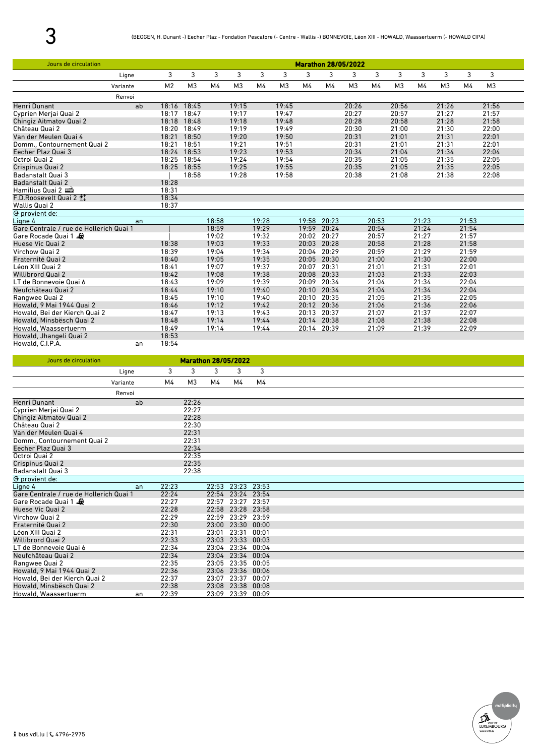# 3

(BEGGEN, H. Dunant -) Eecher Plaz - Fondation Pescatore (- Centre - Wallis -) BONNEVOIE, Léon XIII - HOWALD, Waassertuerm (- HOWALD CIPA)

| Jours de circulation | | Marathon 28/05/2022 | | | | | | | | | | | | | | |
|---|---|---|---|---|---|---|---|---|---|---|---|---|---|---|---|---|
| | Ligne | 3 | 3 | 3 | 3 | 3 | 3 | 3 | 3 | 3 | 3 | 3 | 3 | 3 | 3 | 3 |
| | Variante | M2 | M3 | M4 | M3 | M4 | M3 | M4 | M4 | M3 | M4 | M3 | M4 | M3 | M4 | M3 |
| | Renvoi | | | | | | | | | | | | | | | |
| Henri Dunant | ab | 18:16 | 18:45 | | 19:15 | | 19:45 | | | 20:26 | | 20:56 | | 21:26 | | 21:56 |
| Cyprien Merjai Quai 2 | | 18:17 | 18:47 | | 19:17 | | 19:47 | | | 20:27 | | 20:57 | | 21:27 | | 21:57 |
| Chingiz Aitmatov Quai 2 | | 18:18 | 18:48 | | 19:18 | | 19:48 | | | 20:28 | | 20:58 | | 21:28 | | 21:58 |
| Château Quai 2 | | 18:20 | 18:49 | | 19:19 | | 19:49 | | | 20:30 | | 21:00 | | 21:30 | | 22:00 |
| Van der Meulen Quai 4 | | 18:21 | 18:50 | | 19:20 | | 19:50 | | | 20:31 | | 21:01 | | 21:31 | | 22:01 |
| Domm., Contournement Quai 2 | | 18:21 | 18:51 | | 19:21 | | 19:51 | | | 20:31 | | 21:01 | | 21:31 | | 22:01 |
| Eecher Plaz Quai 3 | | 18:24 | 18:53 | | 19:23 | | 19:53 | | | 20:34 | | 21:04 | | 21:34 | | 22:04 |
| Octroi Quai 2 | | 18:25 | 18:54 | | 19:24 | | 19:54 | | | 20:35 | | 21:05 | | 21:35 | | 22:05 |
| Crispinus Quai 2 | | 18:25 | 18:55 | | 19:25 | | 19:55 | | | 20:35 | | 21:05 | | 21:35 | | 22:05 |
| Badanstalt Quai 3 | | \| | 18:58 | | 19:28 | | 19:58 | | | 20:38 | | 21:08 | | 21:38 | | 22:08 |
| Badanstalt Quai 2 | | 18:28 | | | | | | | | | | | | | | |
| Hamilius Quai 2 | | 18:31 | | | | | | | | | | | | | | |
| F.D.Roosevelt Quai 2 | | 18:34 | | | | | | | | | | | | | | |
| Wallis Quai 2 | | 18:37 | | | | | | | | | | | | | | |
| provient de: | | | | | | | | | | | | | | | | |
| Ligne 4 | an | | | 18:58 | | 19:28 | | 19:58 | 20:23 | | 20:53 | | 21:23 | | 21:53 | |
| Gare Centrale / rue de Hollerich Quai 1 | | \| | | 18:59 | | 19:29 | | 19:59 | 20:24 | | 20:54 | | 21:24 | | 21:54 | |
| Gare Rocade Quai 1 | | \| | | 19:02 | | 19:32 | | 20:02 | 20:27 | | 20:57 | | 21:27 | | 21:57 | |
| Huese Vic Quai 2 | | 18:38 | | 19:03 | | 19:33 | | 20:03 | 20:28 | | 20:58 | | 21:28 | | 21:58 | |
| Virchow Quai 2 | | 18:39 | | 19:04 | | 19:34 | | 20:04 | 20:29 | | 20:59 | | 21:29 | | 21:59 | |
| Fraternité Quai 2 | | 18:40 | | 19:05 | | 19:35 | | 20:05 | 20:30 | | 21:00 | | 21:30 | | 22:00 | |
| Léon XIII Quai 2 | | 18:41 | | 19:07 | | 19:37 | | 20:07 | 20:31 | | 21:01 | | 21:31 | | 22:01 | |
| Willibrord Quai 2 | | 18:42 | | 19:08 | | 19:38 | | 20:08 | 20:33 | | 21:03 | | 21:33 | | 22:03 | |
| LT de Bonnevoie Quai 6 | | 18:43 | | 19:09 | | 19:39 | | 20:09 | 20:34 | | 21:04 | | 21:34 | | 22:04 | |
| Neufchâteau Quai 2 | | 18:44 | | 19:10 | | 19:40 | | 20:10 | 20:34 | | 21:04 | | 21:34 | | 22:04 | |
| Rangwee Quai 2 | | 18:45 | | 19:10 | | 19:40 | | 20:10 | 20:35 | | 21:05 | | 21:35 | | 22:05 | |
| Howald, 9 Mai 1944 Quai 2 | | 18:46 | | 19:12 | | 19:42 | | 20:12 | 20:36 | | 21:06 | | 21:36 | | 22:06 | |
| Howald, Bei der Kierch Quai 2 | | 18:47 | | 19:13 | | 19:43 | | 20:13 | 20:37 | | 21:07 | | 21:37 | | 22:07 | |
| Howald, Minsbësch Quai 2 | | 18:48 | | 19:14 | | 19:44 | | 20:14 | 20:38 | | 21:08 | | 21:38 | | 22:08 | |
| Howald, Waassertuerm | | 18:49 | | 19:14 | | 19:44 | | 20:14 | 20:39 | | 21:09 | | 21:39 | | 22:09 | |
| Howald, Jhangeli Quai 2 | | 18:53 | | | | | | | | | | | | | | |
| Howald, C.I.P.A. | an | 18:54 | | | | | | | | | | | | | | |

| Jours de circulation | | Marathon 28/05/2022 | | | | |
|---|---|---|---|---|---|---|
| | Ligne | 3 | 3 | 3 | 3 | 3 |
| | Variante | M4 | M3 | M4 | M4 | M4 |
| | Renvoi | | | | | |
| Henri Dunant | ab | | 22:26 | | | |
| Cyprien Merjai Quai 2 | | | 22:27 | | | |
| Chingiz Aitmatov Quai 2 | | | 22:28 | | | |
| Château Quai 2 | | | 22:30 | | | |
| Van der Meulen Quai 4 | | | 22:31 | | | |
| Domm., Contournement Quai 2 | | | 22:31 | | | |
| Eecher Plaz Quai 3 | | | 22:34 | | | |
| Octroi Quai 2 | | | 22:35 | | | |
| Crispinus Quai 2 | | | 22:35 | | | |
| Badanstalt Quai 3 | | | 22:38 | | | |
| provient de: | | | | | | |
| Ligne 4 | an | 22:23 | | 22:53 | 23:23 | 23:53 |
| Gare Centrale / rue de Hollerich Quai 1 | | 22:24 | | 22:54 | 23:24 | 23:54 |
| Gare Rocade Quai 1 | | 22:27 | | 22:57 | 23:27 | 23:57 |
| Huese Vic Quai 2 | | 22:28 | | 22:58 | 23:28 | 23:58 |
| Virchow Quai 2 | | 22:29 | | 22:59 | 23:29 | 23:59 |
| Fraternité Quai 2 | | 22:30 | | 23:00 | 23:30 | 00:00 |
| Léon XIII Quai 2 | | 22:31 | | 23:01 | 23:31 | 00:01 |
| Willibrord Quai 2 | | 22:33 | | 23:03 | 23:33 | 00:03 |
| LT de Bonnevoie Quai 6 | | 22:34 | | 23:04 | 23:34 | 00:04 |
| Neufchâteau Quai 2 | | 22:34 | | 23:04 | 23:34 | 00:04 |
| Rangwee Quai 2 | | 22:35 | | 23:05 | 23:35 | 00:05 |
| Howald, 9 Mai 1944 Quai 2 | | 22:36 | | 23:06 | 23:36 | 00:06 |
| Howald, Bei der Kierch Quai 2 | | 22:37 | | 23:07 | 23:37 | 00:07 |
| Howald, Minsbësch Quai 2 | | 22:38 | | 23:08 | 23:38 | 00:08 |
| Howald, Waassertuerm | an | 22:39 | | 23:09 | 23:39 | 00:09 |

bus.vdl.lu | 4796-2975